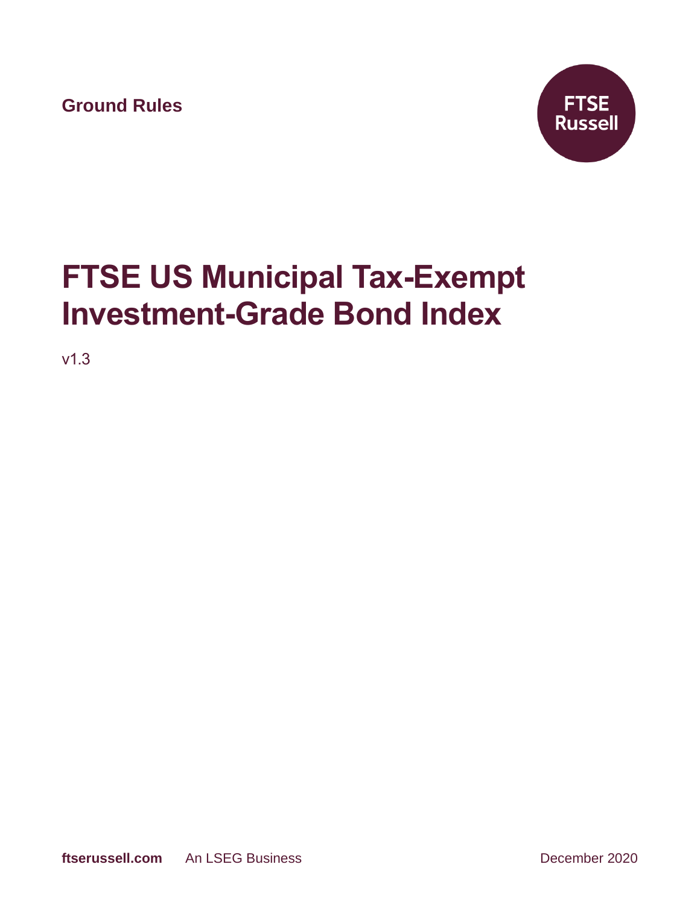Ground Rules

FTSE Russell

# FTSE US Municipal Tax-Exempt Investment-Grade Bond Index

v1.3

ftserussell.com An LSEG Business December 2020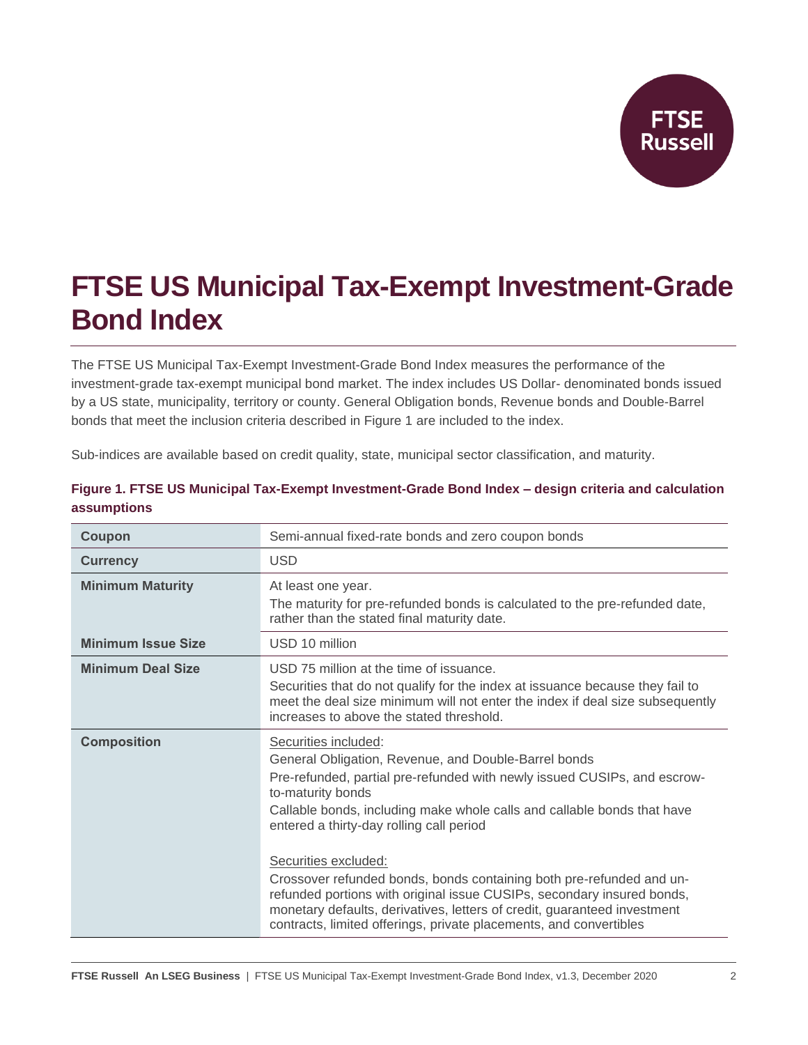# FTSE US Municipal Tax-Exempt Investment-Grade Bond Index

The FTSE US Municipal Tax-Exempt Investment-Grade Bond Index measures the performance of the investment-grade tax-exempt municipal bond market. The index includes US Dollar- denominated bonds issued by a US state, municipality, territory or county. General Obligation bonds, Revenue bonds and Double-Barrel bonds that meet the inclusion criteria described in Figure 1 are included to the index.

Sub-indices are available based on credit quality, state, municipal sector classification, and maturity.

**Figure 1. FTSE US Municipal Tax-Exempt Investment-Grade Bond Index – design criteria and calculation assumptions**

| | |
|---|---|
| **Coupon** | Semi-annual fixed-rate bonds and zero coupon bonds |
| **Currency** | USD |
| **Minimum Maturity** | At least one year.<br>The maturity for pre-refunded bonds is calculated to the pre-refunded date, rather than the stated final maturity date. |
| **Minimum Issue Size** | USD 10 million |
| **Minimum Deal Size** | USD 75 million at the time of issuance.<br>Securities that do not qualify for the index at issuance because they fail to meet the deal size minimum will not enter the index if deal size subsequently increases to above the stated threshold. |
| **Composition** | Securities included:<br>General Obligation, Revenue, and Double-Barrel bonds<br>Pre-refunded, partial pre-refunded with newly issued CUSIPs, and escrow-to-maturity bonds<br>Callable bonds, including make whole calls and callable bonds that have entered a thirty-day rolling call period<br><br>Securities excluded:<br>Crossover refunded bonds, bonds containing both pre-refunded and un-refunded portions with original issue CUSIPs, secondary insured bonds, monetary defaults, derivatives, letters of credit, guaranteed investment contracts, limited offerings, private placements, and convertibles |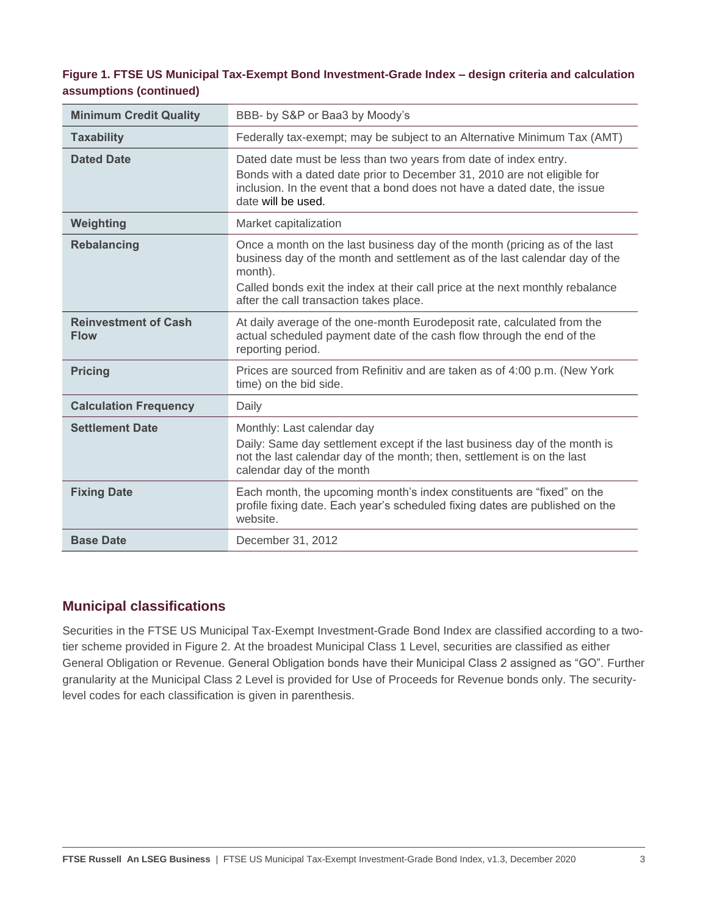**Figure 1. FTSE US Municipal Tax-Exempt Bond Investment-Grade Index – design criteria and calculation assumptions (continued)**

| | |
|---|---|
| **Minimum Credit Quality** | BBB- by S&P or Baa3 by Moody's |
| **Taxability** | Federally tax-exempt; may be subject to an Alternative Minimum Tax (AMT) |
| **Dated Date** | Dated date must be less than two years from date of index entry.<br>Bonds with a dated date prior to December 31, 2010 are not eligible for inclusion. In the event that a bond does not have a dated date, the issue date will be used. |
| **Weighting** | Market capitalization |
| **Rebalancing** | Once a month on the last business day of the month (pricing as of the last business day of the month and settlement as of the last calendar day of the month).<br>Called bonds exit the index at their call price at the next monthly rebalance after the call transaction takes place. |
| **Reinvestment of Cash Flow** | At daily average of the one-month Eurodeposit rate, calculated from the actual scheduled payment date of the cash flow through the end of the reporting period. |
| **Pricing** | Prices are sourced from Refinitiv and are taken as of 4:00 p.m. (New York time) on the bid side. |
| **Calculation Frequency** | Daily |
| **Settlement Date** | Monthly: Last calendar day<br>Daily: Same day settlement except if the last business day of the month is not the last calendar day of the month; then, settlement is on the last calendar day of the month |
| **Fixing Date** | Each month, the upcoming month's index constituents are "fixed" on the profile fixing date. Each year's scheduled fixing dates are published on the website. |
| **Base Date** | December 31, 2012 |

## Municipal classifications

Securities in the FTSE US Municipal Tax-Exempt Investment-Grade Bond Index are classified according to a two-tier scheme provided in Figure 2. At the broadest Municipal Class 1 Level, securities are classified as either General Obligation or Revenue. General Obligation bonds have their Municipal Class 2 assigned as "GO". Further granularity at the Municipal Class 2 Level is provided for Use of Proceeds for Revenue bonds only. The security-level codes for each classification is given in parenthesis.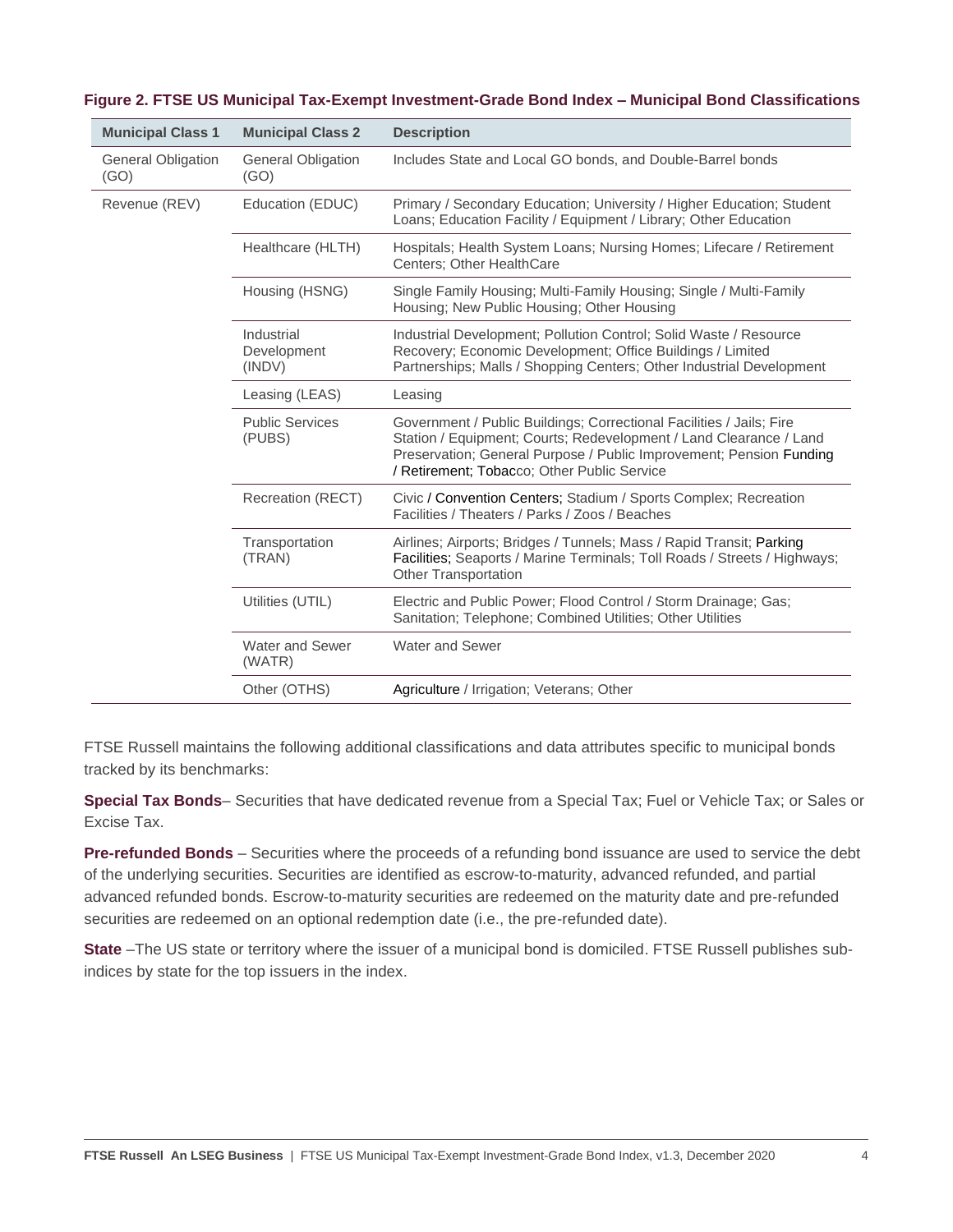**Figure 2. FTSE US Municipal Tax-Exempt Investment-Grade Bond Index – Municipal Bond Classifications**

| Municipal Class 1 | Municipal Class 2 | Description |
|---|---|---|
| General Obligation (GO) | General Obligation (GO) | Includes State and Local GO bonds, and Double-Barrel bonds |
| Revenue (REV) | Education (EDUC) | Primary / Secondary Education; University / Higher Education; Student Loans; Education Facility / Equipment / Library; Other Education |
| | Healthcare (HLTH) | Hospitals; Health System Loans; Nursing Homes; Lifecare / Retirement Centers; Other HealthCare |
| | Housing (HSNG) | Single Family Housing; Multi-Family Housing; Single / Multi-Family Housing; New Public Housing; Other Housing |
| | Industrial Development (INDV) | Industrial Development; Pollution Control; Solid Waste / Resource Recovery; Economic Development; Office Buildings / Limited Partnerships; Malls / Shopping Centers; Other Industrial Development |
| | Leasing (LEAS) | Leasing |
| | Public Services (PUBS) | Government / Public Buildings; Correctional Facilities / Jails; Fire Station / Equipment; Courts; Redevelopment / Land Clearance / Land Preservation; General Purpose / Public Improvement; Pension Funding / Retirement; Tobacco; Other Public Service |
| | Recreation (RECT) | Civic / Convention Centers; Stadium / Sports Complex; Recreation Facilities / Theaters / Parks / Zoos / Beaches |
| | Transportation (TRAN) | Airlines; Airports; Bridges / Tunnels; Mass / Rapid Transit; Parking Facilities; Seaports / Marine Terminals; Toll Roads / Streets / Highways; Other Transportation |
| | Utilities (UTIL) | Electric and Public Power; Flood Control / Storm Drainage; Gas; Sanitation; Telephone; Combined Utilities; Other Utilities |
| | Water and Sewer (WATR) | Water and Sewer |
| | Other (OTHS) | Agriculture / Irrigation; Veterans; Other |

FTSE Russell maintains the following additional classifications and data attributes specific to municipal bonds tracked by its benchmarks:

**Special Tax Bonds**– Securities that have dedicated revenue from a Special Tax; Fuel or Vehicle Tax; or Sales or Excise Tax.

**Pre-refunded Bonds** – Securities where the proceeds of a refunding bond issuance are used to service the debt of the underlying securities. Securities are identified as escrow-to-maturity, advanced refunded, and partial advanced refunded bonds. Escrow-to-maturity securities are redeemed on the maturity date and pre-refunded securities are redeemed on an optional redemption date (i.e., the pre-refunded date).

**State** –The US state or territory where the issuer of a municipal bond is domiciled. FTSE Russell publishes sub-indices by state for the top issuers in the index.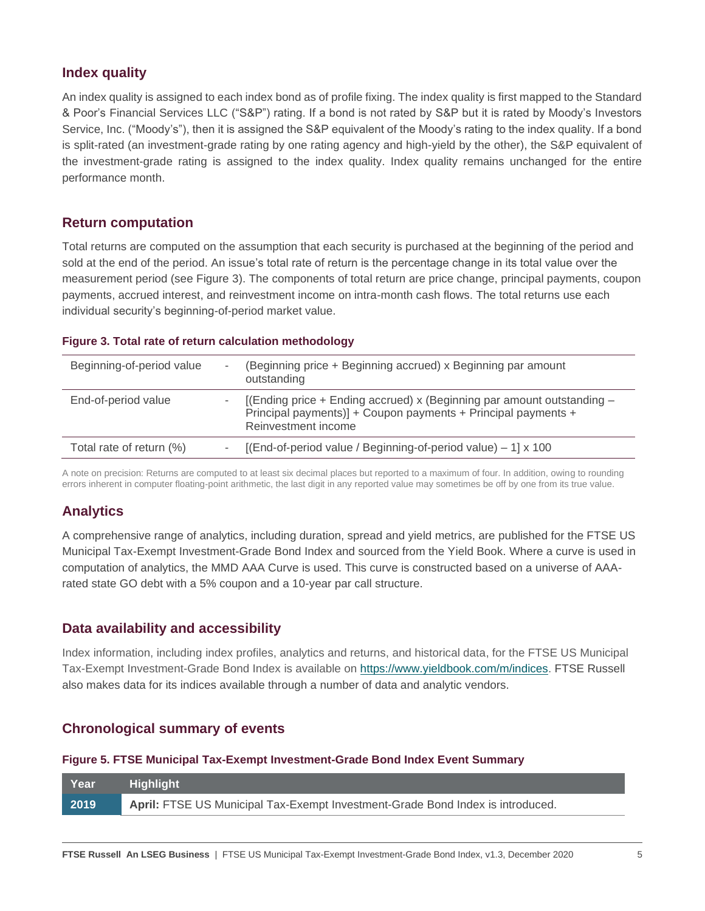## Index quality

An index quality is assigned to each index bond as of profile fixing. The index quality is first mapped to the Standard & Poor's Financial Services LLC ("S&P") rating. If a bond is not rated by S&P but it is rated by Moody's Investors Service, Inc. ("Moody's"), then it is assigned the S&P equivalent of the Moody's rating to the index quality. If a bond is split-rated (an investment-grade rating by one rating agency and high-yield by the other), the S&P equivalent of the investment-grade rating is assigned to the index quality. Index quality remains unchanged for the entire performance month.

## Return computation

Total returns are computed on the assumption that each security is purchased at the beginning of the period and sold at the end of the period. An issue's total rate of return is the percentage change in its total value over the measurement period (see Figure 3). The components of total return are price change, principal payments, coupon payments, accrued interest, and reinvestment income on intra-month cash flows. The total returns use each individual security's beginning-of-period market value.

**Figure 3. Total rate of return calculation methodology**

| | | |
|---|---|---|
| Beginning-of-period value | - | (Beginning price + Beginning accrued) x Beginning par amount outstanding |
| End-of-period value | - | [(Ending price + Ending accrued) x (Beginning par amount outstanding – Principal payments)] + Coupon payments + Principal payments + Reinvestment income |
| Total rate of return (%) | - | [(End-of-period value / Beginning-of-period value) – 1] x 100 |

A note on precision: Returns are computed to at least six decimal places but reported to a maximum of four. In addition, owing to rounding errors inherent in computer floating-point arithmetic, the last digit in any reported value may sometimes be off by one from its true value.

## Analytics

A comprehensive range of analytics, including duration, spread and yield metrics, are published for the FTSE US Municipal Tax-Exempt Investment-Grade Bond Index and sourced from the Yield Book. Where a curve is used in computation of analytics, the MMD AAA Curve is used. This curve is constructed based on a universe of AAA-rated state GO debt with a 5% coupon and a 10-year par call structure.

## Data availability and accessibility

Index information, including index profiles, analytics and returns, and historical data, for the FTSE US Municipal Tax-Exempt Investment-Grade Bond Index is available on https://www.yieldbook.com/m/indices. FTSE Russell also makes data for its indices available through a number of data and analytic vendors.

## Chronological summary of events

**Figure 5. FTSE Municipal Tax-Exempt Investment-Grade Bond Index Event Summary**

| Year | Highlight |
|---|---|
| **2019** | **April:** FTSE US Municipal Tax-Exempt Investment-Grade Bond Index is introduced. |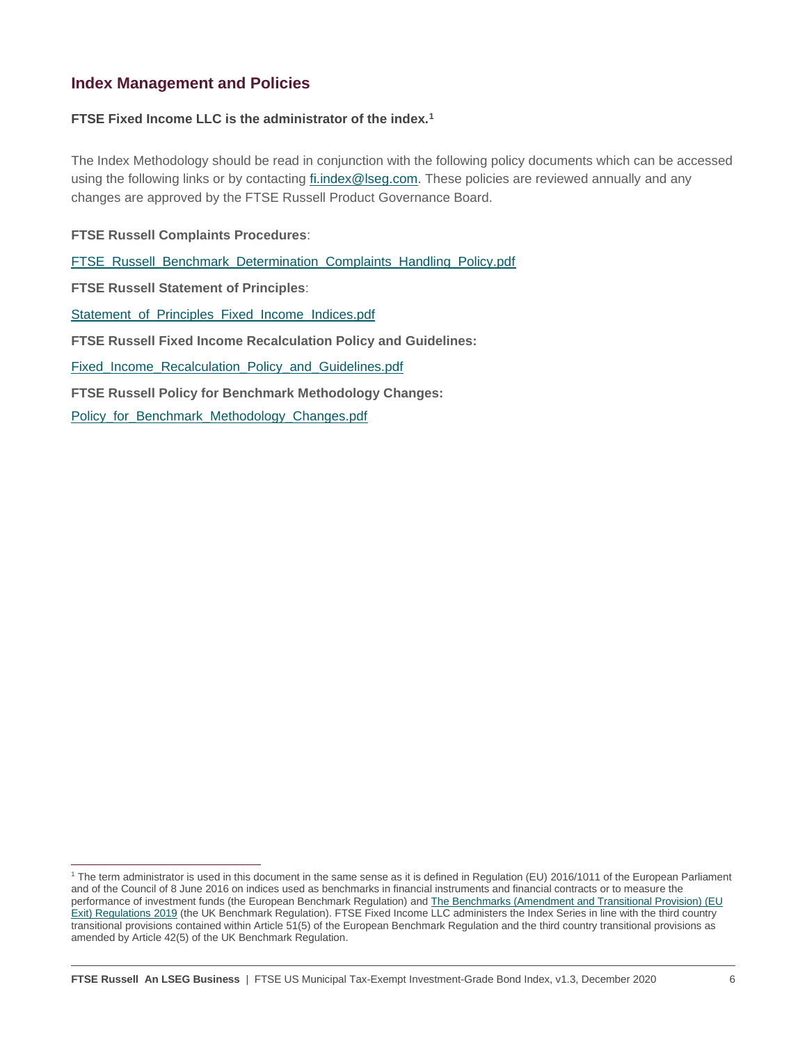## Index Management and Policies

**FTSE Fixed Income LLC is the administrator of the index.[1]**

The Index Methodology should be read in conjunction with the following policy documents which can be accessed using the following links or by contacting fi.index@lseg.com. These policies are reviewed annually and any changes are approved by the FTSE Russell Product Governance Board.

**FTSE Russell Complaints Procedures**:

FTSE_Russell_Benchmark_Determination_Complaints_Handling_Policy.pdf

**FTSE Russell Statement of Principles**:

Statement_of_Principles_Fixed_Income_Indices.pdf

**FTSE Russell Fixed Income Recalculation Policy and Guidelines:**

Fixed_Income_Recalculation_Policy_and_Guidelines.pdf

**FTSE Russell Policy for Benchmark Methodology Changes:**

Policy_for_Benchmark_Methodology_Changes.pdf

---

[1] The term administrator is used in this document in the same sense as it is defined in Regulation (EU) 2016/1011 of the European Parliament and of the Council of 8 June 2016 on indices used as benchmarks in financial instruments and financial contracts or to measure the performance of investment funds (the European Benchmark Regulation) and The Benchmarks (Amendment and Transitional Provision) (EU Exit) Regulations 2019 (the UK Benchmark Regulation). FTSE Fixed Income LLC administers the Index Series in line with the third country transitional provisions contained within Article 51(5) of the European Benchmark Regulation and the third country transitional provisions as amended by Article 42(5) of the UK Benchmark Regulation.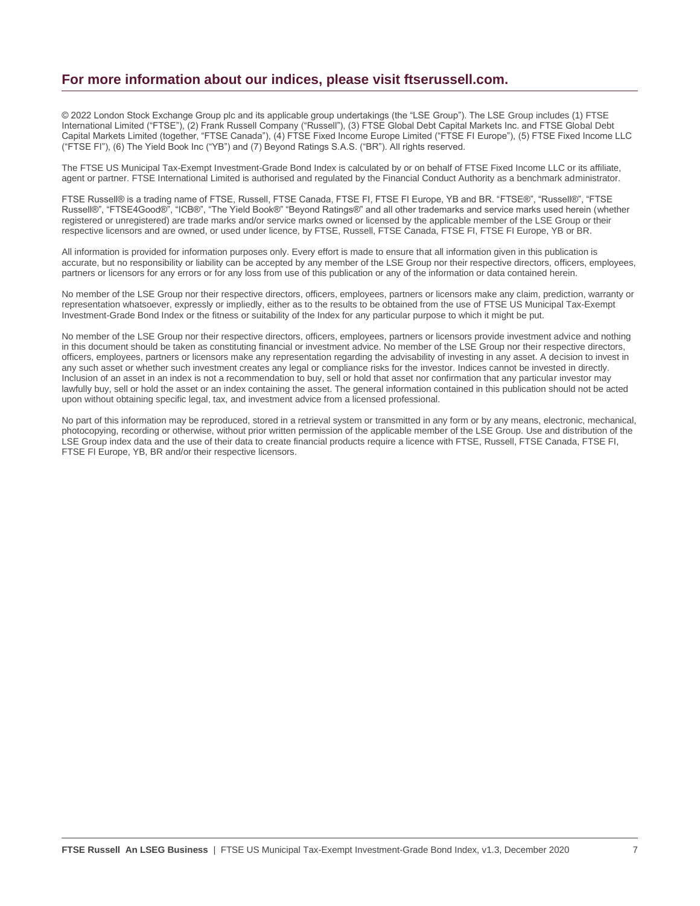## For more information about our indices, please visit ftserussell.com.

© 2022 London Stock Exchange Group plc and its applicable group undertakings (the "LSE Group"). The LSE Group includes (1) FTSE International Limited ("FTSE"), (2) Frank Russell Company ("Russell"), (3) FTSE Global Debt Capital Markets Inc. and FTSE Global Debt Capital Markets Limited (together, "FTSE Canada"), (4) FTSE Fixed Income Europe Limited ("FTSE FI Europe"), (5) FTSE Fixed Income LLC ("FTSE FI"), (6) The Yield Book Inc ("YB") and (7) Beyond Ratings S.A.S. ("BR"). All rights reserved.

The FTSE US Municipal Tax-Exempt Investment-Grade Bond Index is calculated by or on behalf of FTSE Fixed Income LLC or its affiliate, agent or partner. FTSE International Limited is authorised and regulated by the Financial Conduct Authority as a benchmark administrator.

FTSE Russell® is a trading name of FTSE, Russell, FTSE Canada, FTSE FI, FTSE FI Europe, YB and BR. "FTSE®", "Russell®", "FTSE Russell®", "FTSE4Good®", "ICB®", "The Yield Book®" "Beyond Ratings®" and all other trademarks and service marks used herein (whether registered or unregistered) are trade marks and/or service marks owned or licensed by the applicable member of the LSE Group or their respective licensors and are owned, or used under licence, by FTSE, Russell, FTSE Canada, FTSE FI, FTSE FI Europe, YB or BR.

All information is provided for information purposes only. Every effort is made to ensure that all information given in this publication is accurate, but no responsibility or liability can be accepted by any member of the LSE Group nor their respective directors, officers, employees, partners or licensors for any errors or for any loss from use of this publication or any of the information or data contained herein.

No member of the LSE Group nor their respective directors, officers, employees, partners or licensors make any claim, prediction, warranty or representation whatsoever, expressly or impliedly, either as to the results to be obtained from the use of FTSE US Municipal Tax-Exempt Investment-Grade Bond Index or the fitness or suitability of the Index for any particular purpose to which it might be put.

No member of the LSE Group nor their respective directors, officers, employees, partners or licensors provide investment advice and nothing in this document should be taken as constituting financial or investment advice. No member of the LSE Group nor their respective directors, officers, employees, partners or licensors make any representation regarding the advisability of investing in any asset. A decision to invest in any such asset or whether such investment creates any legal or compliance risks for the investor. Indices cannot be invested in directly. Inclusion of an asset in an index is not a recommendation to buy, sell or hold that asset nor confirmation that any particular investor may lawfully buy, sell or hold the asset or an index containing the asset. The general information contained in this publication should not be acted upon without obtaining specific legal, tax, and investment advice from a licensed professional.

No part of this information may be reproduced, stored in a retrieval system or transmitted in any form or by any means, electronic, mechanical, photocopying, recording or otherwise, without prior written permission of the applicable member of the LSE Group. Use and distribution of the LSE Group index data and the use of their data to create financial products require a licence with FTSE, Russell, FTSE Canada, FTSE FI, FTSE FI Europe, YB, BR and/or their respective licensors.